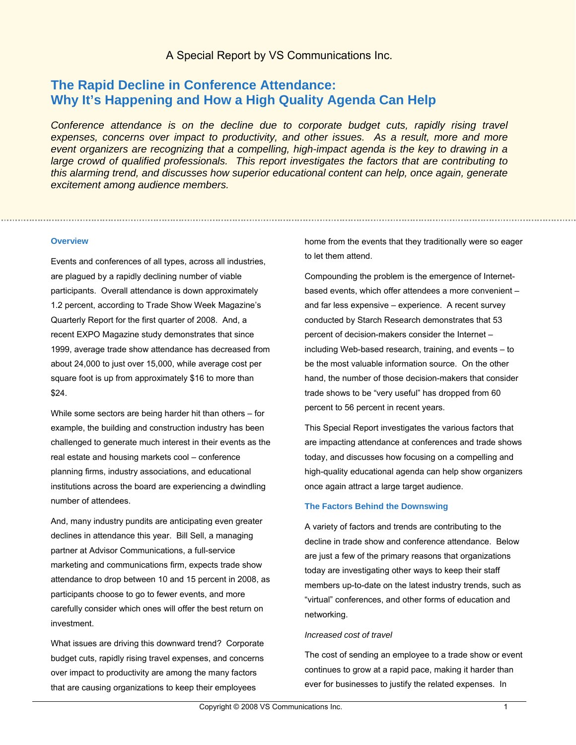A Special Report by VS Communications Inc.

# The Rapid Decline in Conference Attendance: Why It's Happening and How a High Quality Agenda Can Help

*Conference attendance is on the decline due to corporate budget cuts, rapidly rising travel expenses, concerns over impact to productivity, and other issues. As a result, more and more event organizers are recognizing that a compelling, high-impact agenda is the key to drawing in a large crowd of qualified professionals. This report investigates the factors that are contributing to this alarming trend, and discusses how superior educational content can help, once again, generate excitement among audience members.*

## Overview

Events and conferences of all types, across all industries, are plagued by a rapidly declining number of viable participants. Overall attendance is down approximately 1.2 percent, according to Trade Show Week Magazine's Quarterly Report for the first quarter of 2008. And, a recent EXPO Magazine study demonstrates that since 1999, average trade show attendance has decreased from about 24,000 to just over 15,000, while average cost per square foot is up from approximately $16 to more than $24.

While some sectors are being harder hit than others – for example, the building and construction industry has been challenged to generate much interest in their events as the real estate and housing markets cool – conference planning firms, industry associations, and educational institutions across the board are experiencing a dwindling number of attendees.

And, many industry pundits are anticipating even greater declines in attendance this year. Bill Sell, a managing partner at Advisor Communications, a full-service marketing and communications firm, expects trade show attendance to drop between 10 and 15 percent in 2008, as participants choose to go to fewer events, and more carefully consider which ones will offer the best return on investment.

What issues are driving this downward trend? Corporate budget cuts, rapidly rising travel expenses, and concerns over impact to productivity are among the many factors that are causing organizations to keep their employees home from the events that they traditionally were so eager to let them attend.

Compounding the problem is the emergence of Internet-based events, which offer attendees a more convenient – and far less expensive – experience. A recent survey conducted by Starch Research demonstrates that 53 percent of decision-makers consider the Internet – including Web-based research, training, and events – to be the most valuable information source. On the other hand, the number of those decision-makers that consider trade shows to be "very useful" has dropped from 60 percent to 56 percent in recent years.

This Special Report investigates the various factors that are impacting attendance at conferences and trade shows today, and discusses how focusing on a compelling and high-quality educational agenda can help show organizers once again attract a large target audience.

## The Factors Behind the Downswing

A variety of factors and trends are contributing to the decline in trade show and conference attendance. Below are just a few of the primary reasons that organizations today are investigating other ways to keep their staff members up-to-date on the latest industry trends, such as "virtual" conferences, and other forms of education and networking.

*Increased cost of travel*

The cost of sending an employee to a trade show or event continues to grow at a rapid pace, making it harder than ever for businesses to justify the related expenses. In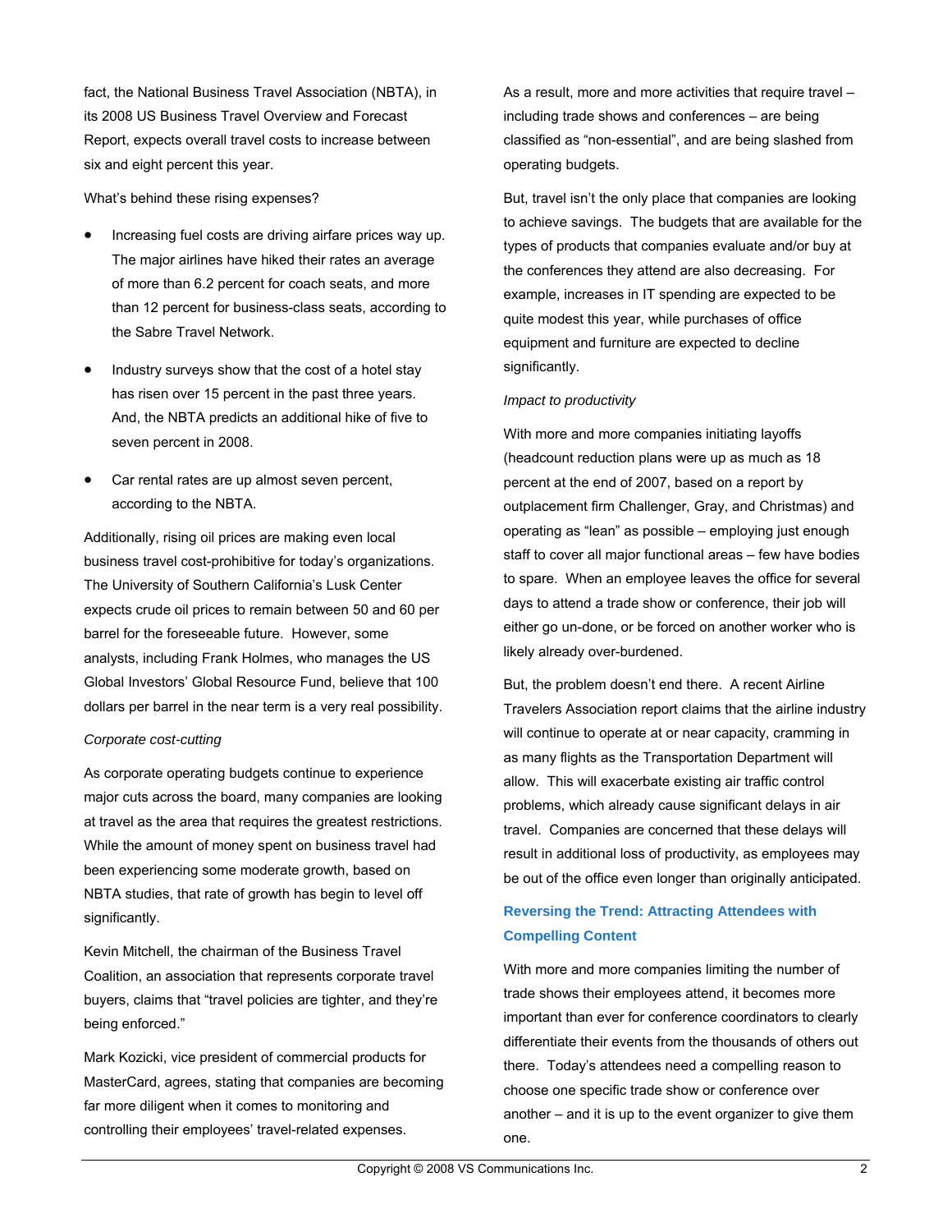fact, the National Business Travel Association (NBTA), in its 2008 US Business Travel Overview and Forecast Report, expects overall travel costs to increase between six and eight percent this year.

What's behind these rising expenses?

- Increasing fuel costs are driving airfare prices way up. The major airlines have hiked their rates an average of more than 6.2 percent for coach seats, and more than 12 percent for business-class seats, according to the Sabre Travel Network.
- Industry surveys show that the cost of a hotel stay has risen over 15 percent in the past three years. And, the NBTA predicts an additional hike of five to seven percent in 2008.
- Car rental rates are up almost seven percent, according to the NBTA.

Additionally, rising oil prices are making even local business travel cost-prohibitive for today's organizations. The University of Southern California's Lusk Center expects crude oil prices to remain between 50 and 60 per barrel for the foreseeable future. However, some analysts, including Frank Holmes, who manages the US Global Investors' Global Resource Fund, believe that 100 dollars per barrel in the near term is a very real possibility.

*Corporate cost-cutting*

As corporate operating budgets continue to experience major cuts across the board, many companies are looking at travel as the area that requires the greatest restrictions. While the amount of money spent on business travel had been experiencing some moderate growth, based on NBTA studies, that rate of growth has begin to level off significantly.

Kevin Mitchell, the chairman of the Business Travel Coalition, an association that represents corporate travel buyers, claims that "travel policies are tighter, and they're being enforced."

Mark Kozicki, vice president of commercial products for MasterCard, agrees, stating that companies are becoming far more diligent when it comes to monitoring and controlling their employees' travel-related expenses.

As a result, more and more activities that require travel – including trade shows and conferences – are being classified as "non-essential", and are being slashed from operating budgets.

But, travel isn't the only place that companies are looking to achieve savings. The budgets that are available for the types of products that companies evaluate and/or buy at the conferences they attend are also decreasing. For example, increases in IT spending are expected to be quite modest this year, while purchases of office equipment and furniture are expected to decline significantly.

*Impact to productivity*

With more and more companies initiating layoffs (headcount reduction plans were up as much as 18 percent at the end of 2007, based on a report by outplacement firm Challenger, Gray, and Christmas) and operating as "lean" as possible – employing just enough staff to cover all major functional areas – few have bodies to spare. When an employee leaves the office for several days to attend a trade show or conference, their job will either go un-done, or be forced on another worker who is likely already over-burdened.

But, the problem doesn't end there. A recent Airline Travelers Association report claims that the airline industry will continue to operate at or near capacity, cramming in as many flights as the Transportation Department will allow. This will exacerbate existing air traffic control problems, which already cause significant delays in air travel. Companies are concerned that these delays will result in additional loss of productivity, as employees may be out of the office even longer than originally anticipated.

## Reversing the Trend: Attracting Attendees with Compelling Content

With more and more companies limiting the number of trade shows their employees attend, it becomes more important than ever for conference coordinators to clearly differentiate their events from the thousands of others out there. Today's attendees need a compelling reason to choose one specific trade show or conference over another – and it is up to the event organizer to give them one.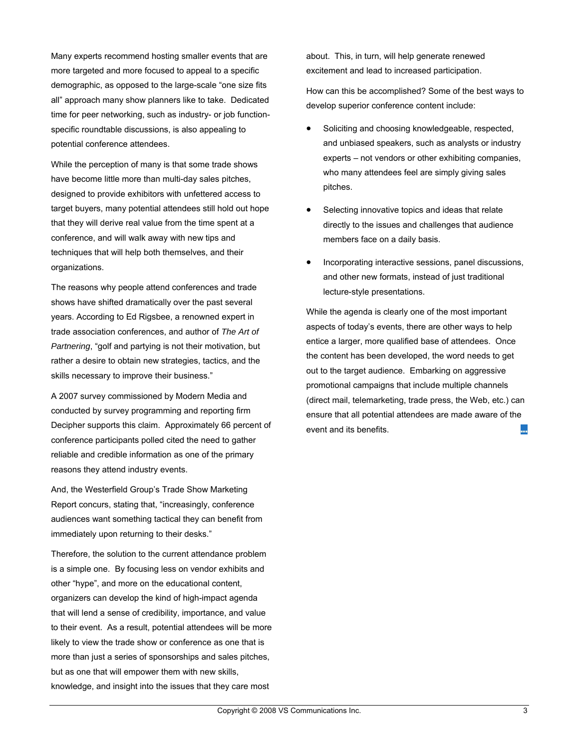Many experts recommend hosting smaller events that are more targeted and more focused to appeal to a specific demographic, as opposed to the large-scale "one size fits all" approach many show planners like to take. Dedicated time for peer networking, such as industry- or job function-specific roundtable discussions, is also appealing to potential conference attendees.

While the perception of many is that some trade shows have become little more than multi-day sales pitches, designed to provide exhibitors with unfettered access to target buyers, many potential attendees still hold out hope that they will derive real value from the time spent at a conference, and will walk away with new tips and techniques that will help both themselves, and their organizations.

The reasons why people attend conferences and trade shows have shifted dramatically over the past several years. According to Ed Rigsbee, a renowned expert in trade association conferences, and author of *The Art of Partnering*, "golf and partying is not their motivation, but rather a desire to obtain new strategies, tactics, and the skills necessary to improve their business."

A 2007 survey commissioned by Modern Media and conducted by survey programming and reporting firm Decipher supports this claim. Approximately 66 percent of conference participants polled cited the need to gather reliable and credible information as one of the primary reasons they attend industry events.

And, the Westerfield Group's Trade Show Marketing Report concurs, stating that, "increasingly, conference audiences want something tactical they can benefit from immediately upon returning to their desks."

Therefore, the solution to the current attendance problem is a simple one. By focusing less on vendor exhibits and other "hype", and more on the educational content, organizers can develop the kind of high-impact agenda that will lend a sense of credibility, importance, and value to their event. As a result, potential attendees will be more likely to view the trade show or conference as one that is more than just a series of sponsorships and sales pitches, but as one that will empower them with new skills, knowledge, and insight into the issues that they care most about. This, in turn, will help generate renewed excitement and lead to increased participation.

How can this be accomplished? Some of the best ways to develop superior conference content include:

- Soliciting and choosing knowledgeable, respected, and unbiased speakers, such as analysts or industry experts – not vendors or other exhibiting companies, who many attendees feel are simply giving sales pitches.
- Selecting innovative topics and ideas that relate directly to the issues and challenges that audience members face on a daily basis.
- Incorporating interactive sessions, panel discussions, and other new formats, instead of just traditional lecture-style presentations.

While the agenda is clearly one of the most important aspects of today's events, there are other ways to help entice a larger, more qualified base of attendees. Once the content has been developed, the word needs to get out to the target audience. Embarking on aggressive promotional campaigns that include multiple channels (direct mail, telemarketing, trade press, the Web, etc.) can ensure that all potential attendees are made aware of the event and its benefits.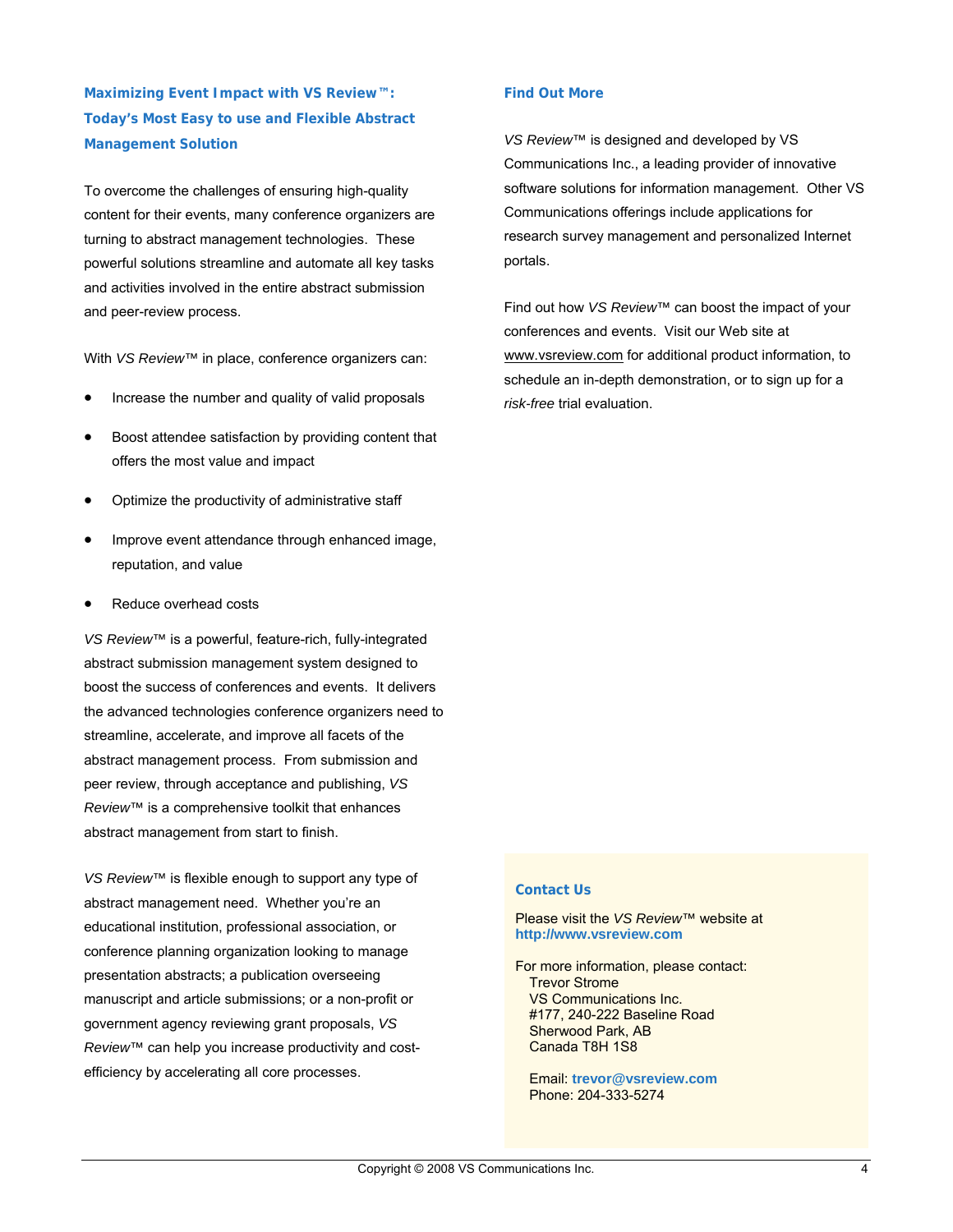## Maximizing Event Impact with VS Review™: Today's Most Easy to use and Flexible Abstract Management Solution

To overcome the challenges of ensuring high-quality content for their events, many conference organizers are turning to abstract management technologies. These powerful solutions streamline and automate all key tasks and activities involved in the entire abstract submission and peer-review process.

With *VS Review*™ in place, conference organizers can:

- Increase the number and quality of valid proposals
- Boost attendee satisfaction by providing content that offers the most value and impact
- Optimize the productivity of administrative staff
- Improve event attendance through enhanced image, reputation, and value
- Reduce overhead costs

*VS Review*™ is a powerful, feature-rich, fully-integrated abstract submission management system designed to boost the success of conferences and events. It delivers the advanced technologies conference organizers need to streamline, accelerate, and improve all facets of the abstract management process. From submission and peer review, through acceptance and publishing, *VS Review*™ is a comprehensive toolkit that enhances abstract management from start to finish.

*VS Review*™ is flexible enough to support any type of abstract management need. Whether you're an educational institution, professional association, or conference planning organization looking to manage presentation abstracts; a publication overseeing manuscript and article submissions; or a non-profit or government agency reviewing grant proposals, *VS Review*™ can help you increase productivity and cost-efficiency by accelerating all core processes.

## Find Out More

*VS Review*™ is designed and developed by VS Communications Inc., a leading provider of innovative software solutions for information management. Other VS Communications offerings include applications for research survey management and personalized Internet portals.

Find out how *VS Review*™ can boost the impact of your conferences and events. Visit our Web site at www.vsreview.com for additional product information, to schedule an in-depth demonstration, or to sign up for a *risk-free* trial evaluation.

### Contact Us

Please visit the *VS Review*™ website at
**http://www.vsreview.com**

For more information, please contact:
Trevor Strome
VS Communications Inc.
#177, 240-222 Baseline Road
Sherwood Park, AB
Canada T8H 1S8

Email: **trevor@vsreview.com**
Phone: 204-333-5274

Copyright © 2008 VS Communications Inc.